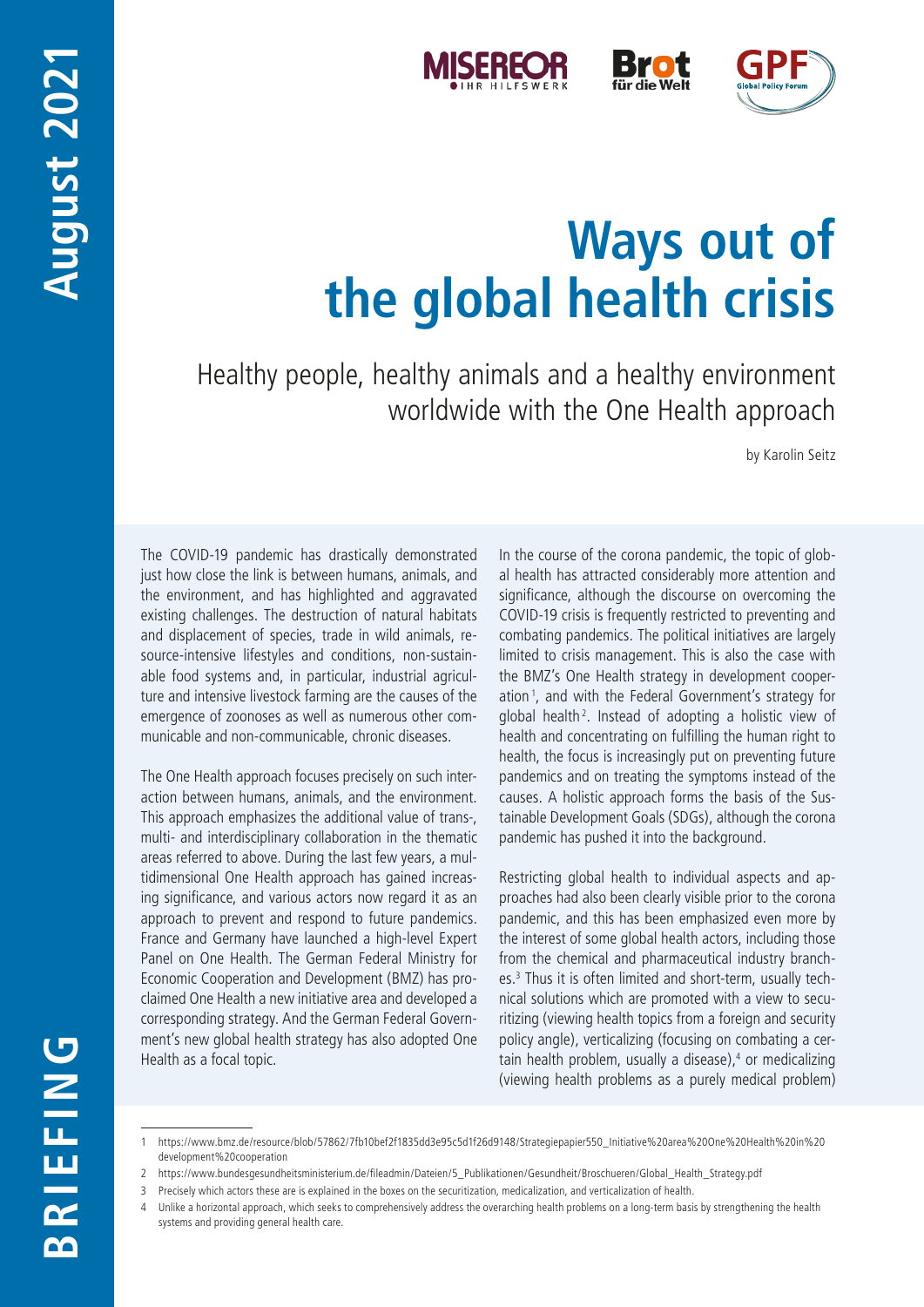# Ways out of the global health crisis

## Healthy people, healthy animals and a healthy environment worldwide with the One Health approach

by Karolin Seitz

The COVID-19 pandemic has drastically demonstrated just how close the link is between humans, animals, and the environment, and has highlighted and aggravated existing challenges. The destruction of natural habitats and displacement of species, trade in wild animals, resource-intensive lifestyles and conditions, non-sustainable food systems and, in particular, industrial agriculture and intensive livestock farming are the causes of the emergence of zoonoses as well as numerous other communicable and non-communicable, chronic diseases.

The One Health approach focuses precisely on such interaction between humans, animals, and the environment. This approach emphasizes the additional value of trans-, multi- and interdisciplinary collaboration in the thematic areas referred to above. During the last few years, a multidimensional One Health approach has gained increasing significance, and various actors now regard it as an approach to prevent and respond to future pandemics. France and Germany have launched a high-level Expert Panel on One Health. The German Federal Ministry for Economic Cooperation and Development (BMZ) has proclaimed One Health a new initiative area and developed a corresponding strategy. And the German Federal Government's new global health strategy has also adopted One Health as a focal topic.

In the course of the corona pandemic, the topic of global health has attracted considerably more attention and significance, although the discourse on overcoming the COVID-19 crisis is frequently restricted to preventing and combating pandemics. The political initiatives are largely limited to crisis management. This is also the case with the BMZ's One Health strategy in development cooperation [1], and with the Federal Government's strategy for global health [2]. Instead of adopting a holistic view of health and concentrating on fulfilling the human right to health, the focus is increasingly put on preventing future pandemics and on treating the symptoms instead of the causes. A holistic approach forms the basis of the Sustainable Development Goals (SDGs), although the corona pandemic has pushed it into the background.

Restricting global health to individual aspects and approaches had also been clearly visible prior to the corona pandemic, and this has been emphasized even more by the interest of some global health actors, including those from the chemical and pharmaceutical industry branches.[3] Thus it is often limited and short-term, usually technical solutions which are promoted with a view to securitizing (viewing health topics from a foreign and security policy angle), verticalizing (focusing on combating a certain health problem, usually a disease),[4] or medicalizing (viewing health problems as a purely medical problem)

---

1 https://www.bmz.de/resource/blob/57862/7fb10bef2f1835dd3e95c5d1f26d9148/Strategiepapier550_Initiative%20area%20One%20Health%20in%20development%20cooperation

2 https://www.bundesgesundheitsministerium.de/fileadmin/Dateien/5_Publikationen/Gesundheit/Broschueren/Global_Health_Strategy.pdf

3 Precisely which actors these are is explained in the boxes on the securitization, medicalization, and verticalization of health.

4 Unlike a horizontal approach, which seeks to comprehensively address the overarching health problems on a long-term basis by strengthening the health systems and providing general health care.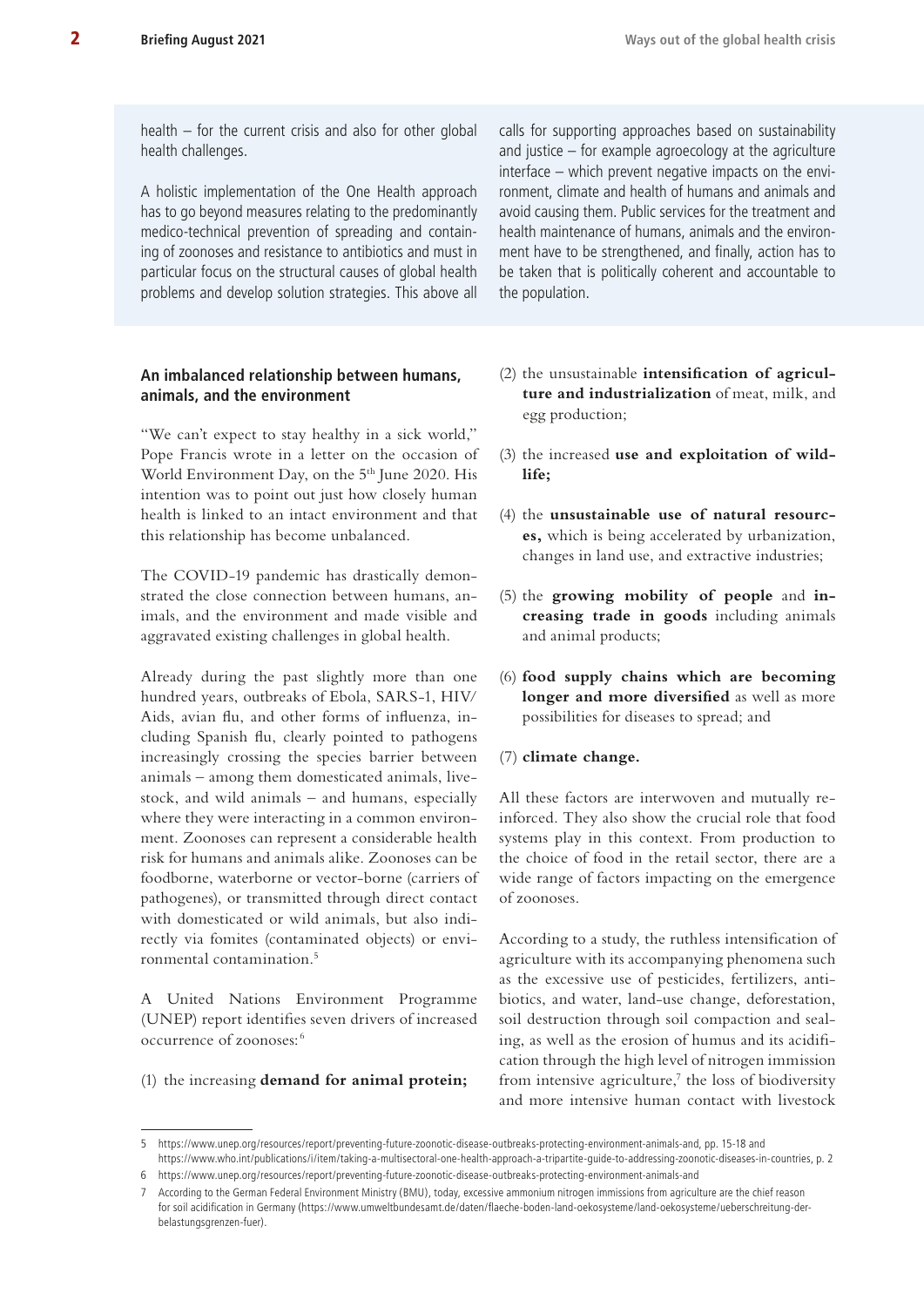health – for the current crisis and also for other global health challenges.

A holistic implementation of the One Health approach has to go beyond measures relating to the predominantly medico-technical prevention of spreading and containing of zoonoses and resistance to antibiotics and must in particular focus on the structural causes of global health problems and develop solution strategies. This above all calls for supporting approaches based on sustainability and justice – for example agroecology at the agriculture interface – which prevent negative impacts on the environment, climate and health of humans and animals and avoid causing them. Public services for the treatment and health maintenance of humans, animals and the environment have to be strengthened, and finally, action has to be taken that is politically coherent and accountable to the population.

### An imbalanced relationship between humans, animals, and the environment

"We can't expect to stay healthy in a sick world," Pope Francis wrote in a letter on the occasion of World Environment Day, on the 5th June 2020. His intention was to point out just how closely human health is linked to an intact environment and that this relationship has become unbalanced.

The COVID-19 pandemic has drastically demonstrated the close connection between humans, animals, and the environment and made visible and aggravated existing challenges in global health.

Already during the past slightly more than one hundred years, outbreaks of Ebola, SARS-1, HIV/Aids, avian flu, and other forms of influenza, including Spanish flu, clearly pointed to pathogens increasingly crossing the species barrier between animals – among them domesticated animals, livestock, and wild animals – and humans, especially where they were interacting in a common environment. Zoonoses can represent a considerable health risk for humans and animals alike. Zoonoses can be foodborne, waterborne or vector-borne (carriers of pathogenes), or transmitted through direct contact with domesticated or wild animals, but also indirectly via fomites (contaminated objects) or environmental contamination.[5]

A United Nations Environment Programme (UNEP) report identifies seven drivers of increased occurrence of zoonoses:[6]

(1) the increasing **demand for animal protein;**

(2) the unsustainable **intensification of agriculture and industrialization** of meat, milk, and egg production;

(3) the increased **use and exploitation of wildlife;**

(4) the **unsustainable use of natural resources,** which is being accelerated by urbanization, changes in land use, and extractive industries;

(5) the **growing mobility of people** and **increasing trade in goods** including animals and animal products;

(6) **food supply chains which are becoming longer and more diversified** as well as more possibilities for diseases to spread; and

(7) **climate change.**

All these factors are interwoven and mutually reinforced. They also show the crucial role that food systems play in this context. From production to the choice of food in the retail sector, there are a wide range of factors impacting on the emergence of zoonoses.

According to a study, the ruthless intensification of agriculture with its accompanying phenomena such as the excessive use of pesticides, fertilizers, antibiotics, and water, land-use change, deforestation, soil destruction through soil compaction and sealing, as well as the erosion of humus and its acidification through the high level of nitrogen immission from intensive agriculture,[7] the loss of biodiversity and more intensive human contact with livestock

---

5 https://www.unep.org/resources/report/preventing-future-zoonotic-disease-outbreaks-protecting-environment-animals-and, pp. 15-18 and https://www.who.int/publications/i/item/taking-a-multisectoral-one-health-approach-a-tripartite-guide-to-addressing-zoonotic-diseases-in-countries, p. 2

6 https://www.unep.org/resources/report/preventing-future-zoonotic-disease-outbreaks-protecting-environment-animals-and

7 According to the German Federal Environment Ministry (BMU), today, excessive ammonium nitrogen immissions from agriculture are the chief reason for soil acidification in Germany (https://www.umweltbundesamt.de/daten/flaeche-boden-land-oekosysteme/land-oekosysteme/ueberschreitung-der-belastungsgrenzen-fuer).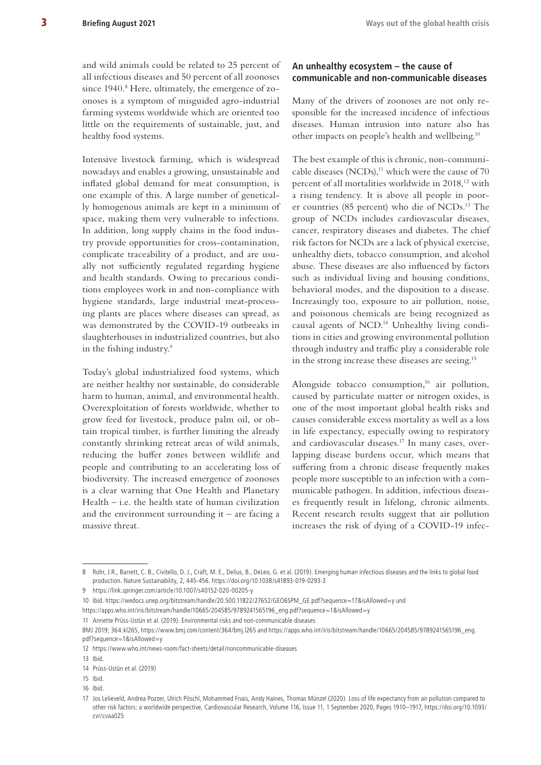and wild animals could be related to 25 percent of all infectious diseases and 50 percent of all zoonoses since 1940.[8] Here, ultimately, the emergence of zoonoses is a symptom of misguided agro-industrial farming systems worldwide which are oriented too little on the requirements of sustainable, just, and healthy food systems.

Intensive livestock farming, which is widespread nowadays and enables a growing, unsustainable and inflated global demand for meat consumption, is one example of this. A large number of genetically homogenous animals are kept in a minimum of space, making them very vulnerable to infections. In addition, long supply chains in the food industry provide opportunities for cross-contamination, complicate traceability of a product, and are usually not sufficiently regulated regarding hygiene and health standards. Owing to precarious conditions employees work in and non-compliance with hygiene standards, large industrial meat-processing plants are places where diseases can spread, as was demonstrated by the COVID-19 outbreaks in slaughterhouses in industrialized countries, but also in the fishing industry.[9]

Today's global industrialized food systems, which are neither healthy nor sustainable, do considerable harm to human, animal, and environmental health. Overexploitation of forests worldwide, whether to grow feed for livestock, produce palm oil, or obtain tropical timber, is further limiting the already constantly shrinking retreat areas of wild animals, reducing the buffer zones between wildlife and people and contributing to an accelerating loss of biodiversity. The increased emergence of zoonoses is a clear warning that One Health and Planetary Health – i.e. the health state of human civilization and the environment surrounding it – are facing a massive threat.

## An unhealthy ecosystem – the cause of communicable and non-communicable diseases

Many of the drivers of zoonoses are not only responsible for the increased incidence of infectious diseases. Human intrusion into nature also has other impacts on people's health and wellbeing.[10]

The best example of this is chronic, non-communicable diseases (NCDs),[11] which were the cause of 70 percent of all mortalities worldwide in 2018,[12] with a rising tendency. It is above all people in poorer countries (85 percent) who die of NCDs.[13] The group of NCDs includes cardiovascular diseases, cancer, respiratory diseases and diabetes. The chief risk factors for NCDs are a lack of physical exercise, unhealthy diets, tobacco consumption, and alcohol abuse. These diseases are also influenced by factors such as individual living and housing conditions, behavioral modes, and the disposition to a disease. Increasingly too, exposure to air pollution, noise, and poisonous chemicals are being recognized as causal agents of NCD.[14] Unhealthy living conditions in cities and growing environmental pollution through industry and traffic play a considerable role in the strong increase these diseases are seeing.[15]

Alongside tobacco consumption,[16] air pollution, caused by particulate matter or nitrogen oxides, is one of the most important global health risks and causes considerable excess mortality as well as a loss in life expectancy, especially owing to respiratory and cardiovascular diseases.[17] In many cases, overlapping disease burdens occur, which means that suffering from a chronic disease frequently makes people more susceptible to an infection with a communicable pathogen. In addition, infectious diseases frequently result in lifelong, chronic ailments. Recent research results suggest that air pollution increases the risk of dying of a COVID-19 infec-

---

8 Rohr, J.R., Barrett, C. B., Civitello, D. J., Craft, M. E., Delius, B., DeLeo, G. et al. (2019). Emerging human infectious diseases and the links to global food production. Nature Sustainability, 2, 445-456. https://doi.org/10.1038/s41893-019-0293-3

9 https://link.springer.com/article/10.1007/s40152-020-00205-y

10 Ibid. https://wedocs.unep.org/bitstream/handle/20.500.11822/27652/GEO6SPM_GE.pdf?sequence=17&isAllowed=y und https://apps.who.int/iris/bitstream/handle/10665/204585/9789241565196_eng.pdf?sequence=1&isAllowed=y

11 Annette Prüss-Ustün et al. (2019). Environmental risks and non-communicable diseases BMJ 2019; 364:kl265, https://www.bmj.com/content/364/bmj.l265 and https://apps.who.int/iris/bitstream/handle/10665/204585/9789241565196_eng.pdf?sequence=1&isAllowed=y

12 https://www.who.int/news-room/fact-sheets/detail/noncommunicable-diseases

13 Ibid.

14 Prüss-Ustün et al. (2019)

15 Ibid.

16 Ibid.

17 Jos Lelieveld, Andrea Pozzer, Ulrich Pöschl, Mohammed Fnais, Andy Haines, Thomas Münzel (2020). Loss of life expectancy from air pollution compared to other risk factors: a worldwide perspective, Cardiovascular Research, Volume 116, Issue 11, 1 September 2020, Pages 1910–1917, https://doi.org/10.1093/cvr/cvaa025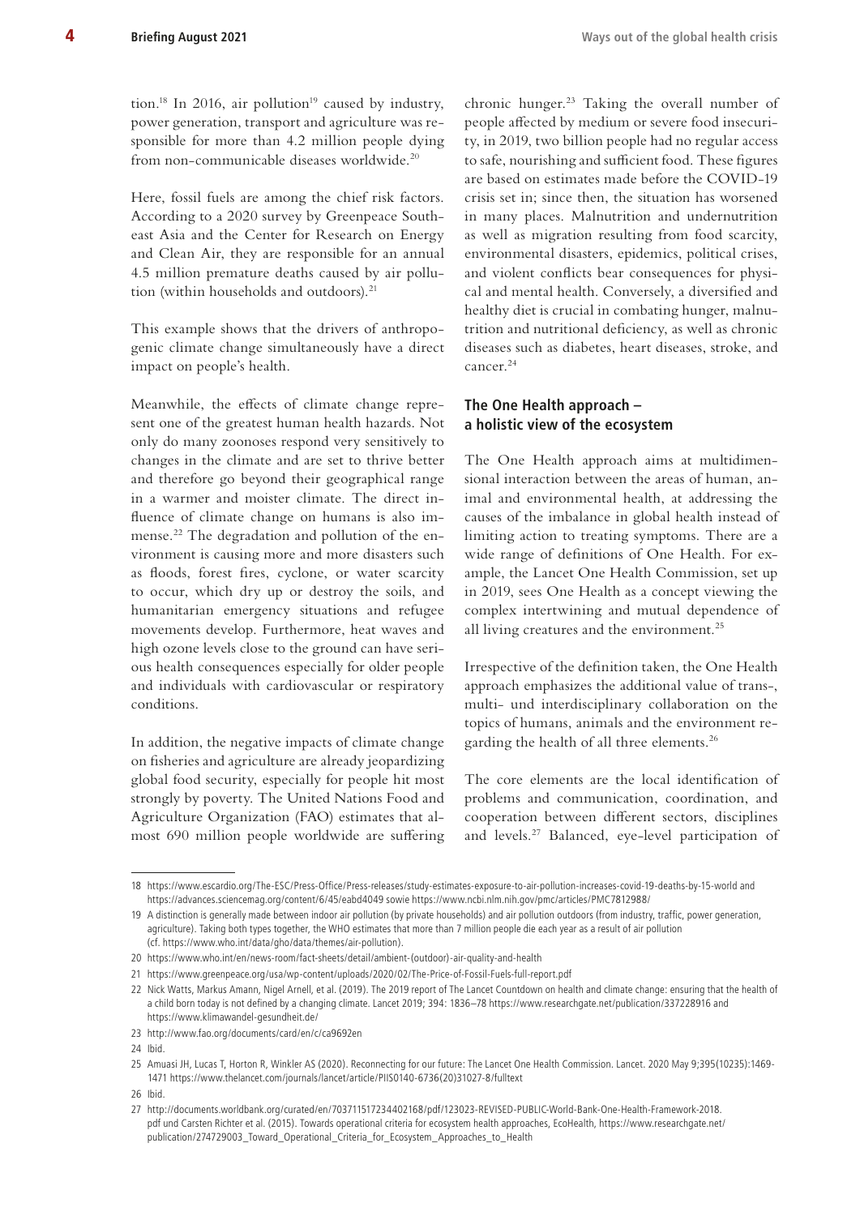tion.[18] In 2016, air pollution[19] caused by industry, power generation, transport and agriculture was responsible for more than 4.2 million people dying from non-communicable diseases worldwide.[20]

Here, fossil fuels are among the chief risk factors. According to a 2020 survey by Greenpeace Southeast Asia and the Center for Research on Energy and Clean Air, they are responsible for an annual 4.5 million premature deaths caused by air pollution (within households and outdoors).[21]

This example shows that the drivers of anthropogenic climate change simultaneously have a direct impact on people's health.

Meanwhile, the effects of climate change represent one of the greatest human health hazards. Not only do many zoonoses respond very sensitively to changes in the climate and are set to thrive better and therefore go beyond their geographical range in a warmer and moister climate. The direct influence of climate change on humans is also immense.[22] The degradation and pollution of the environment is causing more and more disasters such as floods, forest fires, cyclone, or water scarcity to occur, which dry up or destroy the soils, and humanitarian emergency situations and refugee movements develop. Furthermore, heat waves and high ozone levels close to the ground can have serious health consequences especially for older people and individuals with cardiovascular or respiratory conditions.

In addition, the negative impacts of climate change on fisheries and agriculture are already jeopardizing global food security, especially for people hit most strongly by poverty. The United Nations Food and Agriculture Organization (FAO) estimates that almost 690 million people worldwide are suffering chronic hunger.[23] Taking the overall number of people affected by medium or severe food insecurity, in 2019, two billion people had no regular access to safe, nourishing and sufficient food. These figures are based on estimates made before the COVID-19 crisis set in; since then, the situation has worsened in many places. Malnutrition and undernutrition as well as migration resulting from food scarcity, environmental disasters, epidemics, political crises, and violent conflicts bear consequences for physical and mental health. Conversely, a diversified and healthy diet is crucial in combating hunger, malnutrition and nutritional deficiency, as well as chronic diseases such as diabetes, heart diseases, stroke, and cancer.[24]

## The One Health approach – a holistic view of the ecosystem

The One Health approach aims at multidimensional interaction between the areas of human, animal and environmental health, at addressing the causes of the imbalance in global health instead of limiting action to treating symptoms. There are a wide range of definitions of One Health. For example, the Lancet One Health Commission, set up in 2019, sees One Health as a concept viewing the complex intertwining and mutual dependence of all living creatures and the environment.[25]

Irrespective of the definition taken, the One Health approach emphasizes the additional value of trans-, multi- und interdisciplinary collaboration on the topics of humans, animals and the environment regarding the health of all three elements.[26]

The core elements are the local identification of problems and communication, coordination, and cooperation between different sectors, disciplines and levels.[27] Balanced, eye-level participation of

---

18 https://www.escardio.org/The-ESC/Press-Office/Press-releases/study-estimates-exposure-to-air-pollution-increases-covid-19-deaths-by-15-world and https://advances.sciencemag.org/content/6/45/eabd4049 sowie https://www.ncbi.nlm.nih.gov/pmc/articles/PMC7812988/

19 A distinction is generally made between indoor air pollution (by private households) and air pollution outdoors (from industry, traffic, power generation, agriculture). Taking both types together, the WHO estimates that more than 7 million people die each year as a result of air pollution (cf. https://www.who.int/data/gho/data/themes/air-pollution).

20 https://www.who.int/en/news-room/fact-sheets/detail/ambient-(outdoor)-air-quality-and-health

21 https://www.greenpeace.org/usa/wp-content/uploads/2020/02/The-Price-of-Fossil-Fuels-full-report.pdf

22 Nick Watts, Markus Amann, Nigel Arnell, et al. (2019). The 2019 report of The Lancet Countdown on health and climate change: ensuring that the health of a child born today is not defined by a changing climate. Lancet 2019; 394: 1836–78 https://www.researchgate.net/publication/337228916 and https://www.klimawandel-gesundheit.de/

23 http://www.fao.org/documents/card/en/c/ca9692en

24 Ibid.

25 Amuasi JH, Lucas T, Horton R, Winkler AS (2020). Reconnecting for our future: The Lancet One Health Commission. Lancet. 2020 May 9;395(10235):1469-1471 https://www.thelancet.com/journals/lancet/article/PIIS0140-6736(20)31027-8/fulltext

26 Ibid.

27 http://documents.worldbank.org/curated/en/703711517234402168/pdf/123023-REVISED-PUBLIC-World-Bank-One-Health-Framework-2018.pdf und Carsten Richter et al. (2015). Towards operational criteria for ecosystem health approaches, EcoHealth, https://www.researchgate.net/publication/274729003_Toward_Operational_Criteria_for_Ecosystem_Approaches_to_Health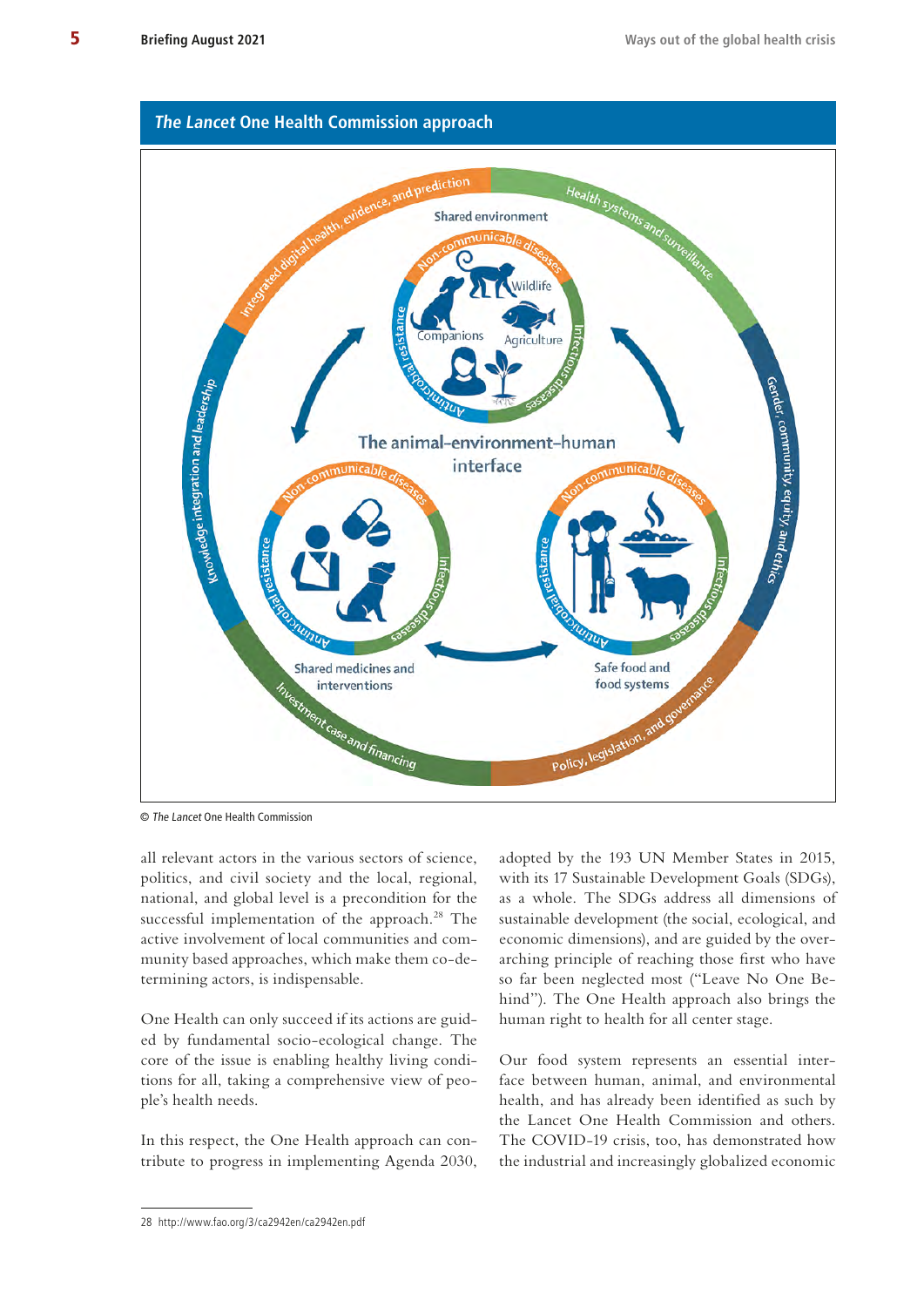## *The Lancet* One Health Commission approach

© *The Lancet* One Health Commission

all relevant actors in the various sectors of science, politics, and civil society and the local, regional, national, and global level is a precondition for the successful implementation of the approach.[28] The active involvement of local communities and community based approaches, which make them co-determining actors, is indispensable.

One Health can only succeed if its actions are guided by fundamental socio-ecological change. The core of the issue is enabling healthy living conditions for all, taking a comprehensive view of people's health needs.

In this respect, the One Health approach can contribute to progress in implementing Agenda 2030, adopted by the 193 UN Member States in 2015, with its 17 Sustainable Development Goals (SDGs), as a whole. The SDGs address all dimensions of sustainable development (the social, ecological, and economic dimensions), and are guided by the overarching principle of reaching those first who have so far been neglected most ("Leave No One Behind"). The One Health approach also brings the human right to health for all center stage.

Our food system represents an essential interface between human, animal, and environmental health, and has already been identified as such by the Lancet One Health Commission and others. The COVID-19 crisis, too, has demonstrated how the industrial and increasingly globalized economic

---

28 http://www.fao.org/3/ca2942en/ca2942en.pdf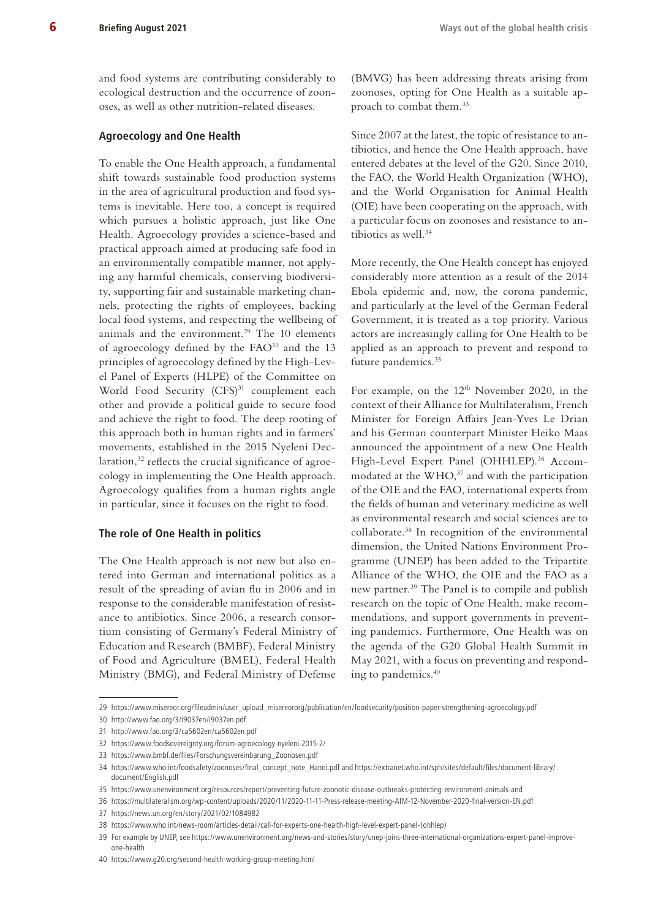and food systems are contributing considerably to ecological destruction and the occurrence of zoonoses, as well as other nutrition-related diseases.

### Agroecology and One Health

To enable the One Health approach, a fundamental shift towards sustainable food production systems in the area of agricultural production and food systems is inevitable. Here too, a concept is required which pursues a holistic approach, just like One Health. Agroecology provides a science-based and practical approach aimed at producing safe food in an environmentally compatible manner, not applying any harmful chemicals, conserving biodiversity, supporting fair and sustainable marketing channels, protecting the rights of employees, backing local food systems, and respecting the wellbeing of animals and the environment.[29] The 10 elements of agroecology defined by the FAO[30] and the 13 principles of agroecology defined by the High-Level Panel of Experts (HLPE) of the Committee on World Food Security (CFS)[31] complement each other and provide a political guide to secure food and achieve the right to food. The deep rooting of this approach both in human rights and in farmers' movements, established in the 2015 Nyeleni Declaration,[32] reflects the crucial significance of agroecology in implementing the One Health approach. Agroecology qualifies from a human rights angle in particular, since it focuses on the right to food.

### The role of One Health in politics

The One Health approach is not new but also entered into German and international politics as a result of the spreading of avian flu in 2006 and in response to the considerable manifestation of resistance to antibiotics. Since 2006, a research consortium consisting of Germany's Federal Ministry of Education and Research (BMBF), Federal Ministry of Food and Agriculture (BMEL), Federal Health Ministry (BMG), and Federal Ministry of Defense (BMVG) has been addressing threats arising from zoonoses, opting for One Health as a suitable approach to combat them.[33]

Since 2007 at the latest, the topic of resistance to antibiotics, and hence the One Health approach, have entered debates at the level of the G20. Since 2010, the FAO, the World Health Organization (WHO), and the World Organisation for Animal Health (OIE) have been cooperating on the approach, with a particular focus on zoonoses and resistance to antibiotics as well.[34]

More recently, the One Health concept has enjoyed considerably more attention as a result of the 2014 Ebola epidemic and, now, the corona pandemic, and particularly at the level of the German Federal Government, it is treated as a top priority. Various actors are increasingly calling for One Health to be applied as an approach to prevent and respond to future pandemics.[35]

For example, on the 12th November 2020, in the context of their Alliance for Multilateralism, French Minister for Foreign Affairs Jean-Yves Le Drian and his German counterpart Minister Heiko Maas announced the appointment of a new One Health High-Level Expert Panel (OHHLEP).[36] Accommodated at the WHO,[37] and with the participation of the OIE and the FAO, international experts from the fields of human and veterinary medicine as well as environmental research and social sciences are to collaborate.[38] In recognition of the environmental dimension, the United Nations Environment Programme (UNEP) has been added to the Tripartite Alliance of the WHO, the OIE and the FAO as a new partner.[39] The Panel is to compile and publish research on the topic of One Health, make recommendations, and support governments in preventing pandemics. Furthermore, One Health was on the agenda of the G20 Global Health Summit in May 2021, with a focus on preventing and responding to pandemics.[40]

---

29 https://www.misereor.org/fileadmin/user_upload_misereororg/publication/en/foodsecurity/position-paper-strengthening-agroecology.pdf

30 http://www.fao.org/3/i9037en/i9037en.pdf

31 http://www.fao.org/3/ca5602en/ca5602en.pdf

32 https://www.foodsovereignty.org/forum-agroecology-nyeleni-2015-2/

33 https://www.bmbf.de/files/Forschungsvereinbarung_Zoonosen.pdf

34 https://www.who.int/foodsafety/zoonoses/final_concept_note_Hanoi.pdf and https://extranet.who.int/sph/sites/default/files/document-library/document/English.pdf

35 https://www.unenvironment.org/resources/report/preventing-future-zoonotic-disease-outbreaks-protecting-environment-animals-and

36 https://multilateralism.org/wp-content/uploads/2020/11/2020-11-11-Press-release-meeting-AfM-12-November-2020-final-version-EN.pdf

37 https://news.un.org/en/story/2021/02/1084982

38 https://www.who.int/news-room/articles-detail/call-for-experts-one-health-high-level-expert-panel-(ohhlep)

39 For example by UNEP, see https://www.unenvironment.org/news-and-stories/story/unep-joins-three-international-organizations-expert-panel-improve-one-health

40 https://www.g20.org/second-health-working-group-meeting.html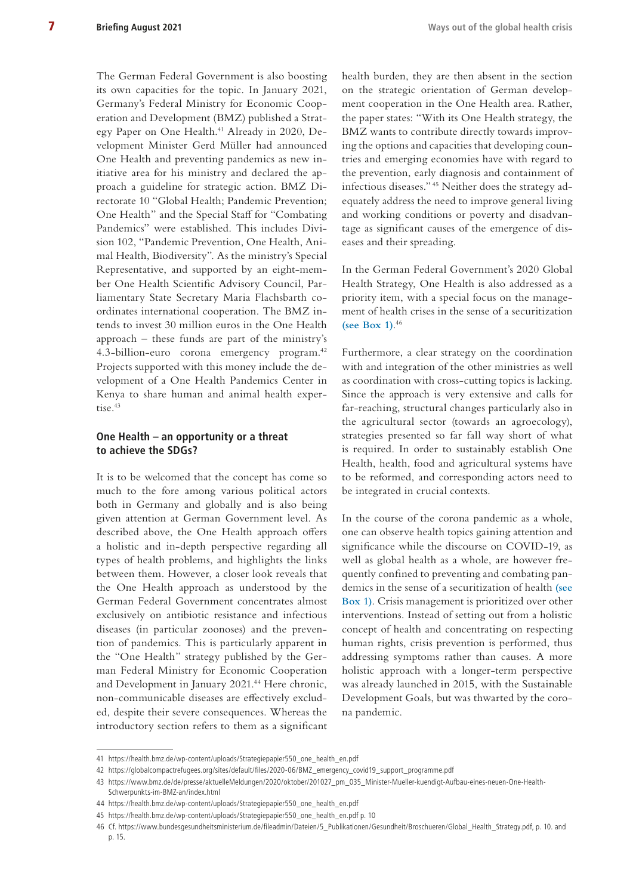The German Federal Government is also boosting its own capacities for the topic. In January 2021, Germany's Federal Ministry for Economic Cooperation and Development (BMZ) published a Strategy Paper on One Health.[41] Already in 2020, Development Minister Gerd Müller had announced One Health and preventing pandemics as new initiative area for his ministry and declared the approach a guideline for strategic action. BMZ Directorate 10 "Global Health; Pandemic Prevention; One Health" and the Special Staff for "Combating Pandemics" were established. This includes Division 102, "Pandemic Prevention, One Health, Animal Health, Biodiversity". As the ministry's Special Representative, and supported by an eight-member One Health Scientific Advisory Council, Parliamentary State Secretary Maria Flachsbarth coordinates international cooperation. The BMZ intends to invest 30 million euros in the One Health approach – these funds are part of the ministry's 4.3-billion-euro corona emergency program.[42] Projects supported with this money include the development of a One Health Pandemics Center in Kenya to share human and animal health expertise.[43]

## One Health – an opportunity or a threat to achieve the SDGs?

It is to be welcomed that the concept has come so much to the fore among various political actors both in Germany and globally and is also being given attention at German Government level. As described above, the One Health approach offers a holistic and in-depth perspective regarding all types of health problems, and highlights the links between them. However, a closer look reveals that the One Health approach as understood by the German Federal Government concentrates almost exclusively on antibiotic resistance and infectious diseases (in particular zoonoses) and the prevention of pandemics. This is particularly apparent in the "One Health" strategy published by the German Federal Ministry for Economic Cooperation and Development in January 2021.[44] Here chronic, non-communicable diseases are effectively excluded, despite their severe consequences. Whereas the introductory section refers to them as a significant health burden, they are then absent in the section on the strategic orientation of German development cooperation in the One Health area. Rather, the paper states: "With its One Health strategy, the BMZ wants to contribute directly towards improving the options and capacities that developing countries and emerging economies have with regard to the prevention, early diagnosis and containment of infectious diseases."[45] Neither does the strategy adequately address the need to improve general living and working conditions or poverty and disadvantage as significant causes of the emergence of diseases and their spreading.

In the German Federal Government's 2020 Global Health Strategy, One Health is also addressed as a priority item, with a special focus on the management of health crises in the sense of a securitization (see Box 1).[46]

Furthermore, a clear strategy on the coordination with and integration of the other ministries as well as coordination with cross-cutting topics is lacking. Since the approach is very extensive and calls for far-reaching, structural changes particularly also in the agricultural sector (towards an agroecology), strategies presented so far fall way short of what is required. In order to sustainably establish One Health, health, food and agricultural systems have to be reformed, and corresponding actors need to be integrated in crucial contexts.

In the course of the corona pandemic as a whole, one can observe health topics gaining attention and significance while the discourse on COVID-19, as well as global health as a whole, are however frequently confined to preventing and combating pandemics in the sense of a securitization of health (see Box 1). Crisis management is prioritized over other interventions. Instead of setting out from a holistic concept of health and concentrating on respecting human rights, crisis prevention is performed, thus addressing symptoms rather than causes. A more holistic approach with a longer-term perspective was already launched in 2015, with the Sustainable Development Goals, but was thwarted by the corona pandemic.

---

41 https://health.bmz.de/wp-content/uploads/Strategiepapier550_one_health_en.pdf

42 https://globalcompactrefugees.org/sites/default/files/2020-06/BMZ_emergency_covid19_support_programme.pdf

43 https://www.bmz.de/de/presse/aktuelleMeldungen/2020/oktober/201027_pm_035_Minister-Mueller-kuendigt-Aufbau-eines-neuen-One-Health-Schwerpunkts-im-BMZ-an/index.html

44 https://health.bmz.de/wp-content/uploads/Strategiepapier550_one_health_en.pdf

45 https://health.bmz.de/wp-content/uploads/Strategiepapier550_one_health_en.pdf p. 10

46 Cf. https://www.bundesgesundheitsministerium.de/fileadmin/Dateien/5_Publikationen/Gesundheit/Broschueren/Global_Health_Strategy.pdf, p. 10. and p. 15.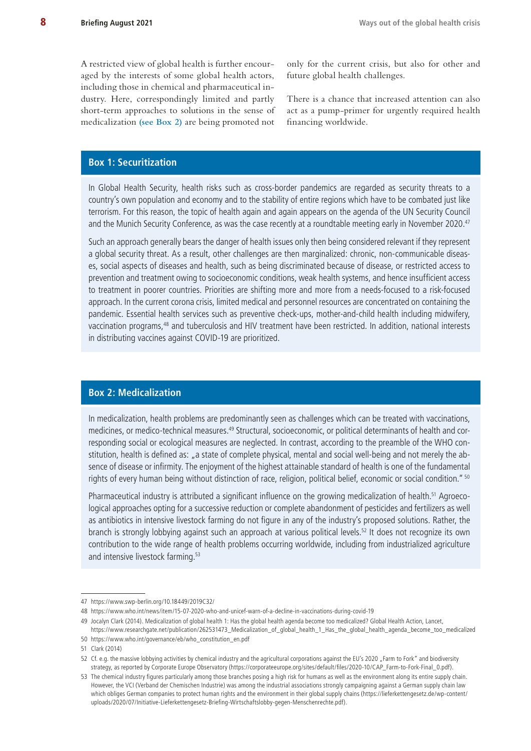A restricted view of global health is further encouraged by the interests of some global health actors, including those in chemical and pharmaceutical industry. Here, correspondingly limited and partly short-term approaches to solutions in the sense of medicalization **(see Box 2)** are being promoted not only for the current crisis, but also for other and future global health challenges.

There is a chance that increased attention can also act as a pump-primer for urgently required health financing worldwide.

## Box 1: Securitization

In Global Health Security, health risks such as cross-border pandemics are regarded as security threats to a country's own population and economy and to the stability of entire regions which have to be combated just like terrorism. For this reason, the topic of health again and again appears on the agenda of the UN Security Council and the Munich Security Conference, as was the case recently at a roundtable meeting early in November 2020.[47]

Such an approach generally bears the danger of health issues only then being considered relevant if they represent a global security threat. As a result, other challenges are then marginalized: chronic, non-communicable diseases, social aspects of diseases and health, such as being discriminated because of disease, or restricted access to prevention and treatment owing to socioeconomic conditions, weak health systems, and hence insufficient access to treatment in poorer countries. Priorities are shifting more and more from a needs-focused to a risk-focused approach. In the current corona crisis, limited medical and personnel resources are concentrated on containing the pandemic. Essential health services such as preventive check-ups, mother-and-child health including midwifery, vaccination programs,[48] and tuberculosis and HIV treatment have been restricted. In addition, national interests in distributing vaccines against COVID-19 are prioritized.

## Box 2: Medicalization

In medicalization, health problems are predominantly seen as challenges which can be treated with vaccinations, medicines, or medico-technical measures.[49] Structural, socioeconomic, or political determinants of health and corresponding social or ecological measures are neglected. In contrast, according to the preamble of the WHO constitution, health is defined as: „a state of complete physical, mental and social well-being and not merely the absence of disease or infirmity. The enjoyment of the highest attainable standard of health is one of the fundamental rights of every human being without distinction of race, religion, political belief, economic or social condition." [50]

Pharmaceutical industry is attributed a significant influence on the growing medicalization of health.[51] Agroecological approaches opting for a successive reduction or complete abandonment of pesticides and fertilizers as well as antibiotics in intensive livestock farming do not figure in any of the industry's proposed solutions. Rather, the branch is strongly lobbying against such an approach at various political levels.[52] It does not recognize its own contribution to the wide range of health problems occurring worldwide, including from industrialized agriculture and intensive livestock farming.[53]

---

47 https://www.swp-berlin.org/10.18449/2019C32/

48 https://www.who.int/news/item/15-07-2020-who-and-unicef-warn-of-a-decline-in-vaccinations-during-covid-19

49 Jocalyn Clark (2014). Medicalization of global health 1: Has the global health agenda become too medicalized? Global Health Action, Lancet, https://www.researchgate.net/publication/262531473_Medicalization_of_global_health_1_Has_the_global_health_agenda_become_too_medicalized

50 https://www.who.int/governance/eb/who_constitution_en.pdf

51 Clark (2014)

52 Cf. e.g. the massive lobbying activities by chemical industry and the agricultural corporations against the EU's 2020 „Farm to Fork" and biodiversity strategy, as reported by Corporate Europe Observatory (https://corporateeurope.org/sites/default/files/2020-10/CAP_Farm-to-Fork-Final_0.pdf).

53 The chemical industry figures particularly among those branches posing a high risk for humans as well as the environment along its entire supply chain. However, the VCI (Verband der Chemischen Industrie) was among the industrial associations strongly campaigning against a German supply chain law which obliges German companies to protect human rights and the environment in their global supply chains (https://lieferkettengesetz.de/wp-content/uploads/2020/07/Initiative-Lieferkettengesetz-Briefing-Wirtschaftslobby-gegen-Menschenrechte.pdf).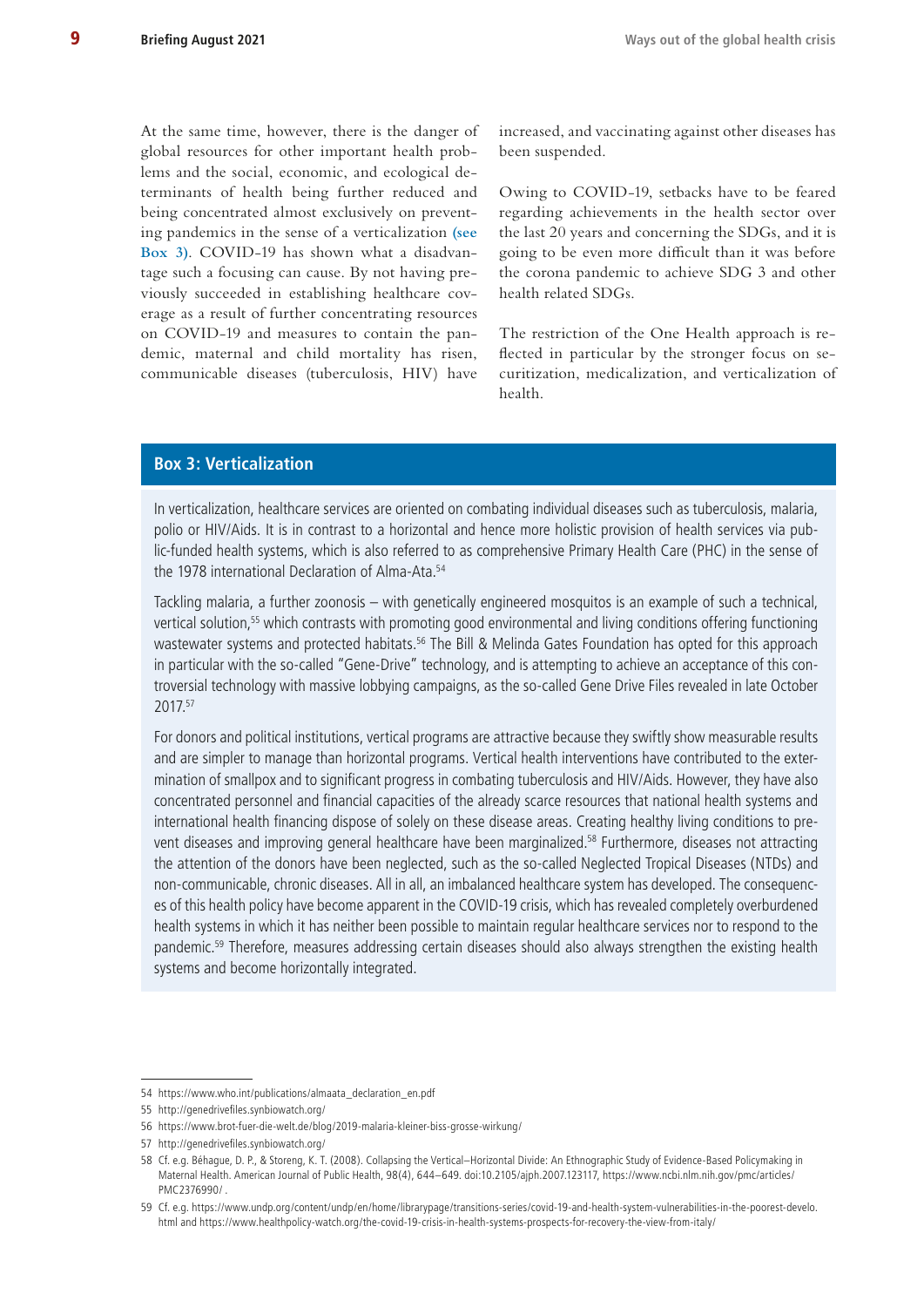At the same time, however, there is the danger of global resources for other important health problems and the social, economic, and ecological determinants of health being further reduced and being concentrated almost exclusively on preventing pandemics in the sense of a verticalization (see Box 3). COVID-19 has shown what a disadvantage such a focusing can cause. By not having previously succeeded in establishing healthcare coverage as a result of further concentrating resources on COVID-19 and measures to contain the pandemic, maternal and child mortality has risen, communicable diseases (tuberculosis, HIV) have increased, and vaccinating against other diseases has been suspended.

Owing to COVID-19, setbacks have to be feared regarding achievements in the health sector over the last 20 years and concerning the SDGs, and it is going to be even more difficult than it was before the corona pandemic to achieve SDG 3 and other health related SDGs.

The restriction of the One Health approach is reflected in particular by the stronger focus on securitization, medicalization, and verticalization of health.

## Box 3: Verticalization

In verticalization, healthcare services are oriented on combating individual diseases such as tuberculosis, malaria, polio or HIV/Aids. It is in contrast to a horizontal and hence more holistic provision of health services via public-funded health systems, which is also referred to as comprehensive Primary Health Care (PHC) in the sense of the 1978 international Declaration of Alma-Ata.[54]

Tackling malaria, a further zoonosis – with genetically engineered mosquitos is an example of such a technical, vertical solution,[55] which contrasts with promoting good environmental and living conditions offering functioning wastewater systems and protected habitats.[56] The Bill & Melinda Gates Foundation has opted for this approach in particular with the so-called "Gene-Drive" technology, and is attempting to achieve an acceptance of this controversial technology with massive lobbying campaigns, as the so-called Gene Drive Files revealed in late October 2017.[57]

For donors and political institutions, vertical programs are attractive because they swiftly show measurable results and are simpler to manage than horizontal programs. Vertical health interventions have contributed to the extermination of smallpox and to significant progress in combating tuberculosis and HIV/Aids. However, they have also concentrated personnel and financial capacities of the already scarce resources that national health systems and international health financing dispose of solely on these disease areas. Creating healthy living conditions to prevent diseases and improving general healthcare have been marginalized.[58] Furthermore, diseases not attracting the attention of the donors have been neglected, such as the so-called Neglected Tropical Diseases (NTDs) and non-communicable, chronic diseases. All in all, an imbalanced healthcare system has developed. The consequences of this health policy have become apparent in the COVID-19 crisis, which has revealed completely overburdened health systems in which it has neither been possible to maintain regular healthcare services nor to respond to the pandemic.[59] Therefore, measures addressing certain diseases should also always strengthen the existing health systems and become horizontally integrated.

---

54 https://www.who.int/publications/almaata_declaration_en.pdf

55 http://genedrivefiles.synbiowatch.org/

56 https://www.brot-fuer-die-welt.de/blog/2019-malaria-kleiner-biss-grosse-wirkung/

57 http://genedrivefiles.synbiowatch.org/

58 Cf. e.g. Béhague, D. P., & Storeng, K. T. (2008). Collapsing the Vertical–Horizontal Divide: An Ethnographic Study of Evidence-Based Policymaking in Maternal Health. American Journal of Public Health, 98(4), 644–649. doi:10.2105/ajph.2007.123117, https://www.ncbi.nlm.nih.gov/pmc/articles/PMC2376990/ .

59 Cf. e.g. https://www.undp.org/content/undp/en/home/librarypage/transitions-series/covid-19-and-health-system-vulnerabilities-in-the-poorest-develo.html and https://www.healthpolicy-watch.org/the-covid-19-crisis-in-health-systems-prospects-for-recovery-the-view-from-italy/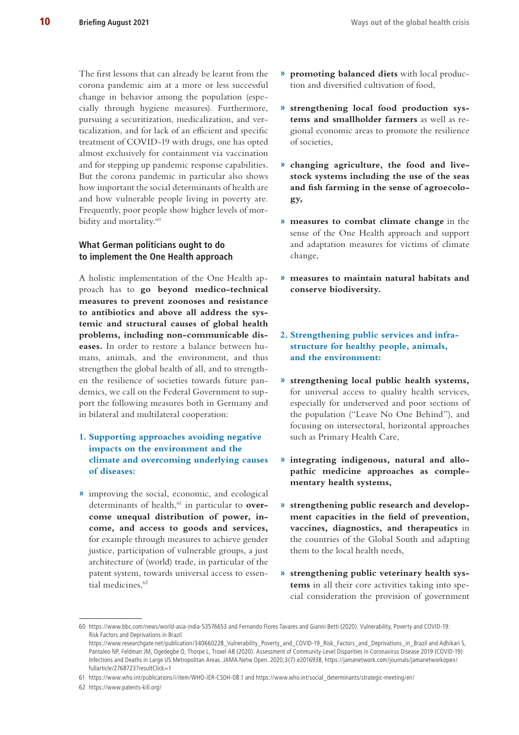The first lessons that can already be learnt from the corona pandemic aim at a more or less successful change in behavior among the population (especially through hygiene measures). Furthermore, pursuing a securitization, medicalization, and verticalization, and for lack of an efficient and specific treatment of COVID-19 with drugs, one has opted almost exclusively for containment via vaccination and for stepping up pandemic response capabilities. But the corona pandemic in particular also shows how important the social determinants of health are and how vulnerable people living in poverty are. Frequently, poor people show higher levels of morbidity and mortality.[60]

## What German politicians ought to do to implement the One Health approach

A holistic implementation of the One Health approach has to **go beyond medico-technical measures to prevent zoonoses and resistance to antibiotics and above all address the systemic and structural causes of global health problems, including non-communicable diseases.** In order to restore a balance between humans, animals, and the environment, and thus strengthen the global health of all, and to strengthen the resilience of societies towards future pandemics, we call on the Federal Government to support the following measures both in Germany and in bilateral and multilateral cooperation:

### 1. Supporting approaches avoiding negative impacts on the environment and the climate and overcoming underlying causes of diseases:

- improving the social, economic, and ecological determinants of health,[61] in particular to **overcome unequal distribution of power, income, and access to goods and services,** for example through measures to achieve gender justice, participation of vulnerable groups, a just architecture of (world) trade, in particular of the patent system, towards universal access to essential medicines,[62]
- **promoting balanced diets** with local production and diversified cultivation of food,
- **strengthening local food production systems and smallholder farmers** as well as regional economic areas to promote the resilience of societies,
- **changing agriculture, the food and livestock systems including the use of the seas and fish farming in the sense of agroecology,**
- **measures to combat climate change** in the sense of the One Health approach and support and adaptation measures for victims of climate change,
- **measures to maintain natural habitats and conserve biodiversity.**

### 2. Strengthening public services and infrastructure for healthy people, animals, and the environment:

- **strengthening local public health systems,** for universal access to quality health services, especially for underserved and poor sections of the population ("Leave No One Behind"), and focusing on intersectoral, horizontal approaches such as Primary Health Care,
- **integrating indigenous, natural and allopathic medicine approaches as complementary health systems,**
- **strengthening public research and development capacities in the field of prevention, vaccines, diagnostics, and therapeutics** in the countries of the Global South and adapting them to the local health needs,
- **strengthening public veterinary health systems** in all their core activities taking into special consideration the provision of government

---

60 https://www.bbc.com/news/world-asia-india-53576653 and Fernando Flores Tavares and Gianni Betti (2020). Vulnerability, Poverty and COVID-19: Risk Factors and Deprivations in Brazil https://www.researchgate.net/publication/340660228_Vulnerability_Poverty_and_COVID-19_Risk_Factors_and_Deprivations_in_Brazil and Adhikari S, Pantaleo NP, Feldman JM, Ogedegbe O, Thorpe L, Troxel AB (2020). Assessment of Community-Level Disparities in Coronavirus Disease 2019 (COVID-19) Infections and Deaths in Large US Metropolitan Areas. JAMA Netw Open. 2020;3(7):e2016938, https://jamanetwork.com/journals/jamanetworkopen/fullarticle/2768723?resultClick=1

61 https://www.who.int/publications/i/item/WHO-IER-CSDH-08.1 and https://www.who.int/social_determinants/strategic-meeting/en/

62 https://www.patents-kill.org/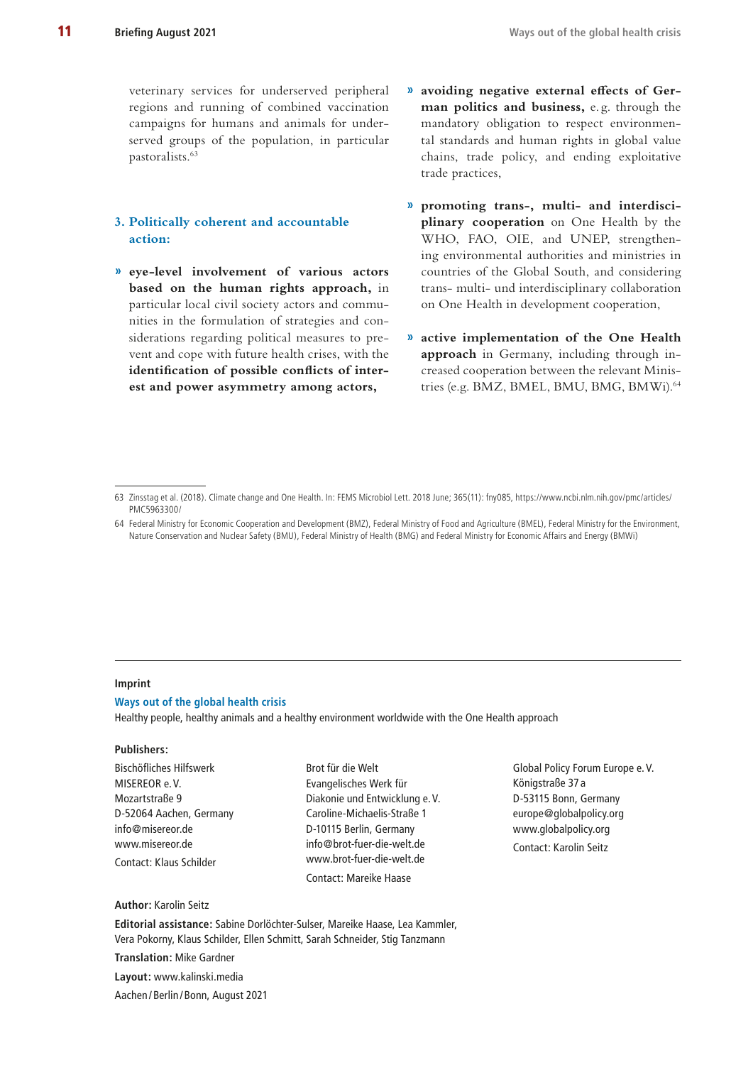veterinary services for underserved peripheral regions and running of combined vaccination campaigns for humans and animals for underserved groups of the population, in particular pastoralists.[63]

### 3. Politically coherent and accountable action:

- **eye-level involvement of various actors based on the human rights approach,** in particular local civil society actors and communities in the formulation of strategies and considerations regarding political measures to prevent and cope with future health crises, with the **identification of possible conflicts of interest and power asymmetry among actors,**
- **avoiding negative external effects of German politics and business,** e.g. through the mandatory obligation to respect environmental standards and human rights in global value chains, trade policy, and ending exploitative trade practices,
- **promoting trans-, multi- and interdisciplinary cooperation** on One Health by the WHO, FAO, OIE, and UNEP, strengthening environmental authorities and ministries in countries of the Global South, and considering trans- multi- und interdisciplinary collaboration on One Health in development cooperation,
- **active implementation of the One Health approach** in Germany, including through increased cooperation between the relevant Ministries (e.g. BMZ, BMEL, BMU, BMG, BMWi).[64]

---

63 Zinsstag et al. (2018). Climate change and One Health. In: FEMS Microbiol Lett. 2018 June; 365(11): fny085, https://www.ncbi.nlm.nih.gov/pmc/articles/PMC5963300/

64 Federal Ministry for Economic Cooperation and Development (BMZ), Federal Ministry of Food and Agriculture (BMEL), Federal Ministry for the Environment, Nature Conservation and Nuclear Safety (BMU), Federal Ministry of Health (BMG) and Federal Ministry for Economic Affairs and Energy (BMWi)

---

**Imprint**

**Ways out of the global health crisis**

Healthy people, healthy animals and a healthy environment worldwide with the One Health approach

**Publishers:**

Bischöfliches Hilfswerk
MISEREOR e.V.
Mozartstraße 9
D-52064 Aachen, Germany
info@misereor.de
www.misereor.de
Contact: Klaus Schilder

Brot für die Welt
Evangelisches Werk für
Diakonie und Entwicklung e.V.
Caroline-Michaelis-Straße 1
D-10115 Berlin, Germany
info@brot-fuer-die-welt.de
www.brot-fuer-die-welt.de
Contact: Mareike Haase

Global Policy Forum Europe e.V.
Königstraße 37a
D-53115 Bonn, Germany
europe@globalpolicy.org
www.globalpolicy.org
Contact: Karolin Seitz

**Author:** Karolin Seitz

**Editorial assistance:** Sabine Dorlöchter-Sulser, Mareike Haase, Lea Kammler, Vera Pokorny, Klaus Schilder, Ellen Schmitt, Sarah Schneider, Stig Tanzmann

**Translation:** Mike Gardner

**Layout:** www.kalinski.media

Aachen/Berlin/Bonn, August 2021